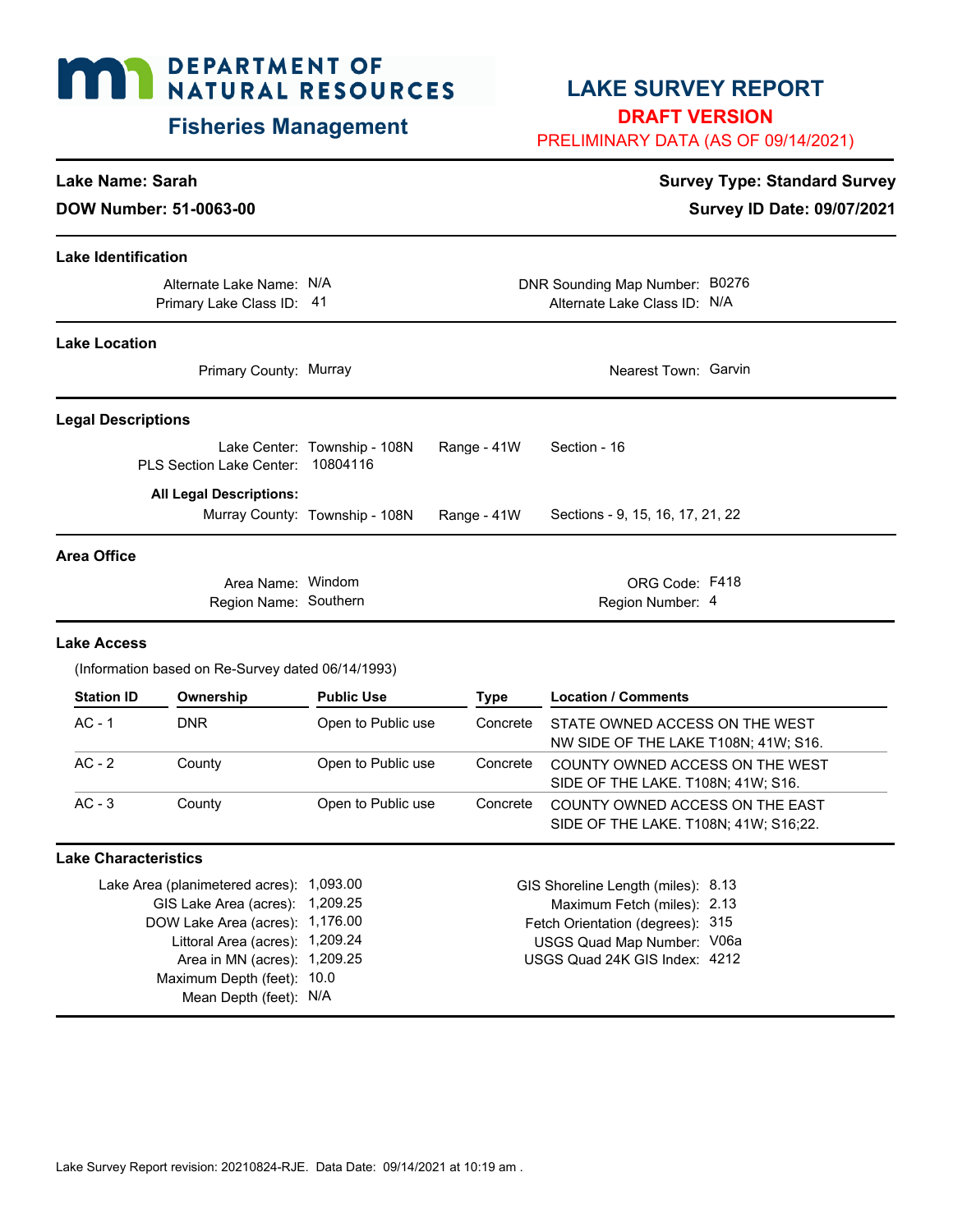# DEPARTMENT OF NATURAL RESOURCES

## Fisheries Management

# LAKE SURVEY REPORT

**DRAFT VERSION**

PRELIMINARY DATA (AS OF 09/14/2021)

**Lake Name: Sarah**

**DOW Number: 51-0063-00**

**Survey Type: Standard Survey**

**Survey ID Date: 09/07/2021**

### Lake Identification

Alternate Lake Name: N/A

Primary Lake Class ID: 41

DNR Sounding Map Number: B0276

Alternate Lake Class ID: N/A

### Lake Location

Primary County: Murray

Nearest Town: Garvin

### Legal Descriptions

Lake Center: Township - 108N  Range - 41W  Section - 16

PLS Section Lake Center: 10804116

**All Legal Descriptions:**

Murray County: Township - 108N  Range - 41W  Sections - 9, 15, 16, 17, 21, 22

### Area Office

Area Name: Windom

Region Name: Southern

ORG Code: F418

Region Number: 4

### Lake Access

(Information based on Re-Survey dated 06/14/1993)

| Station ID | Ownership | Public Use | Type | Location / Comments |
|---|---|---|---|---|
| AC - 1 | DNR | Open to Public use | Concrete | STATE OWNED ACCESS ON THE WEST NW SIDE OF THE LAKE T108N; 41W; S16. |
| AC - 2 | County | Open to Public use | Concrete | COUNTY OWNED ACCESS ON THE WEST SIDE OF THE LAKE. T108N; 41W; S16. |
| AC - 3 | County | Open to Public use | Concrete | COUNTY OWNED ACCESS ON THE EAST SIDE OF THE LAKE. T108N; 41W; S16;22. |

### Lake Characteristics

Lake Area (planimetered acres): 1,093.00

GIS Lake Area (acres): 1,209.25

DOW Lake Area (acres): 1,176.00

Littoral Area (acres): 1,209.24

Area in MN (acres): 1,209.25

Maximum Depth (feet): 10.0

Mean Depth (feet): N/A

GIS Shoreline Length (miles): 8.13

Maximum Fetch (miles): 2.13

Fetch Orientation (degrees): 315

USGS Quad Map Number: V06a

USGS Quad 24K GIS Index: 4212

Lake Survey Report revision: 20210824-RJE. Data Date: 09/14/2021 at 10:19 am .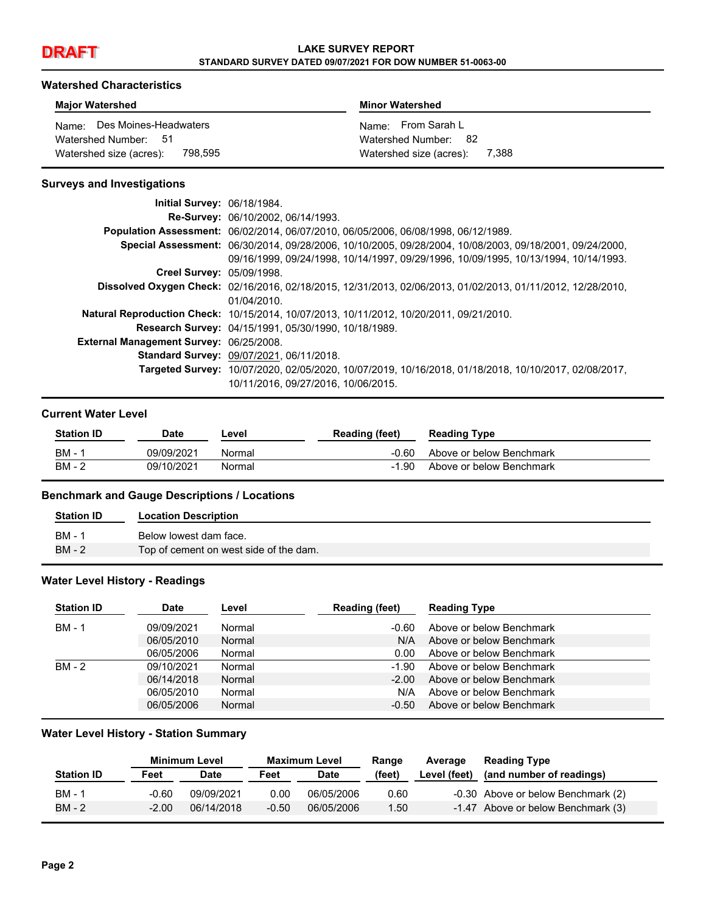**DRAFT**

**LAKE SURVEY REPORT**
**STANDARD SURVEY DATED 09/07/2021 FOR DOW NUMBER 51-0063-00**

## Watershed Characteristics

| Major Watershed | | Minor Watershed | |
|---|---|---|---|
| Name: | Des Moines-Headwaters | Name: | From Sarah L |
| Watershed Number: | 51 | Watershed Number: | 82 |
| Watershed size (acres): | 798,595 | Watershed size (acres): | 7,388 |

## Surveys and Investigations

| | |
|---|---|
| **Initial Survey:** | 06/18/1984. |
| **Re-Survey:** | 06/10/2002, 06/14/1993. |
| **Population Assessment:** | 06/02/2014, 06/07/2010, 06/05/2006, 06/08/1998, 06/12/1989. |
| **Special Assessment:** | 06/30/2014, 09/28/2006, 10/10/2005, 09/28/2004, 10/08/2003, 09/18/2001, 09/24/2000, 09/16/1999, 09/24/1998, 10/14/1997, 09/29/1996, 10/09/1995, 10/13/1994, 10/14/1993. |
| **Creel Survey:** | 05/09/1998. |
| **Dissolved Oxygen Check:** | 02/16/2016, 02/18/2015, 12/31/2013, 02/06/2013, 01/02/2013, 01/11/2012, 12/28/2010, 01/04/2010. |
| **Natural Reproduction Check:** | 10/15/2014, 10/07/2013, 10/11/2012, 10/20/2011, 09/21/2010. |
| **Research Survey:** | 04/15/1991, 05/30/1990, 10/18/1989. |
| **External Management Survey:** | 06/25/2008. |
| **Standard Survey:** | 09/07/2021, 06/11/2018. |
| **Targeted Survey:** | 10/07/2020, 02/05/2020, 10/07/2019, 10/16/2018, 01/18/2018, 10/10/2017, 02/08/2017, 10/11/2016, 09/27/2016, 10/06/2015. |

## Current Water Level

| Station ID | Date | Level | Reading (feet) | Reading Type |
|---|---|---|---|---|
| BM - 1 | 09/09/2021 | Normal | -0.60 | Above or below Benchmark |
| BM - 2 | 09/10/2021 | Normal | -1.90 | Above or below Benchmark |

## Benchmark and Gauge Descriptions / Locations

| Station ID | Location Description |
|---|---|
| BM - 1 | Below lowest dam face. |
| BM - 2 | Top of cement on west side of the dam. |

## Water Level History - Readings

| Station ID | Date | Level | Reading (feet) | Reading Type |
|---|---|---|---|---|
| BM - 1 | 09/09/2021 | Normal | -0.60 | Above or below Benchmark |
| | 06/05/2010 | Normal | N/A | Above or below Benchmark |
| | 06/05/2006 | Normal | 0.00 | Above or below Benchmark |
| BM - 2 | 09/10/2021 | Normal | -1.90 | Above or below Benchmark |
| | 06/14/2018 | Normal | -2.00 | Above or below Benchmark |
| | 06/05/2010 | Normal | N/A | Above or below Benchmark |
| | 06/05/2006 | Normal | -0.50 | Above or below Benchmark |

## Water Level History - Station Summary

| | Minimum Level | | Maximum Level | | Range | Average | Reading Type |
|---|---|---|---|---|---|---|---|
| Station ID | Feet | Date | Feet | Date | (feet) | Level (feet) | (and number of readings) |
| BM - 1 | -0.60 | 09/09/2021 | 0.00 | 06/05/2006 | 0.60 | -0.30 | Above or below Benchmark (2) |
| BM - 2 | -2.00 | 06/14/2018 | -0.50 | 06/05/2006 | 1.50 | -1.47 | Above or below Benchmark (3) |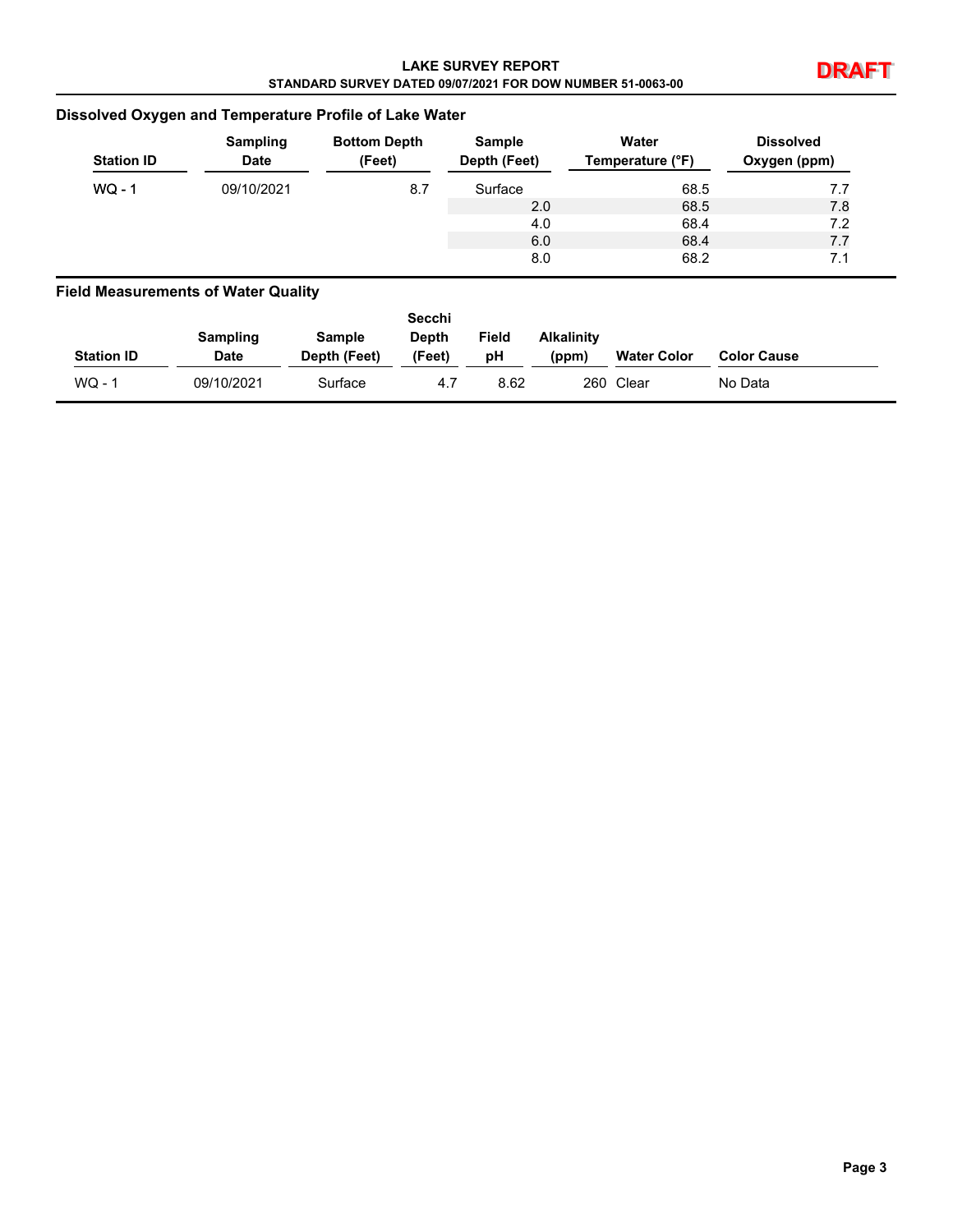## Dissolved Oxygen and Temperature Profile of Lake Water

| Station ID | Sampling Date | Bottom Depth (Feet) | Sample Depth (Feet) | Water Temperature (°F) | Dissolved Oxygen (ppm) |
|---|---|---|---|---|---|
| WQ - 1 | 09/10/2021 | 8.7 | Surface | 68.5 | 7.7 |
| | | | 2.0 | 68.5 | 7.8 |
| | | | 4.0 | 68.4 | 7.2 |
| | | | 6.0 | 68.4 | 7.7 |
| | | | 8.0 | 68.2 | 7.1 |

## Field Measurements of Water Quality

| Station ID | Sampling Date | Sample Depth (Feet) | Secchi Depth (Feet) | Field pH | Alkalinity (ppm) | Water Color | Color Cause |
|---|---|---|---|---|---|---|---|
| WQ - 1 | 09/10/2021 | Surface | 4.7 | 8.62 | 260 | Clear | No Data |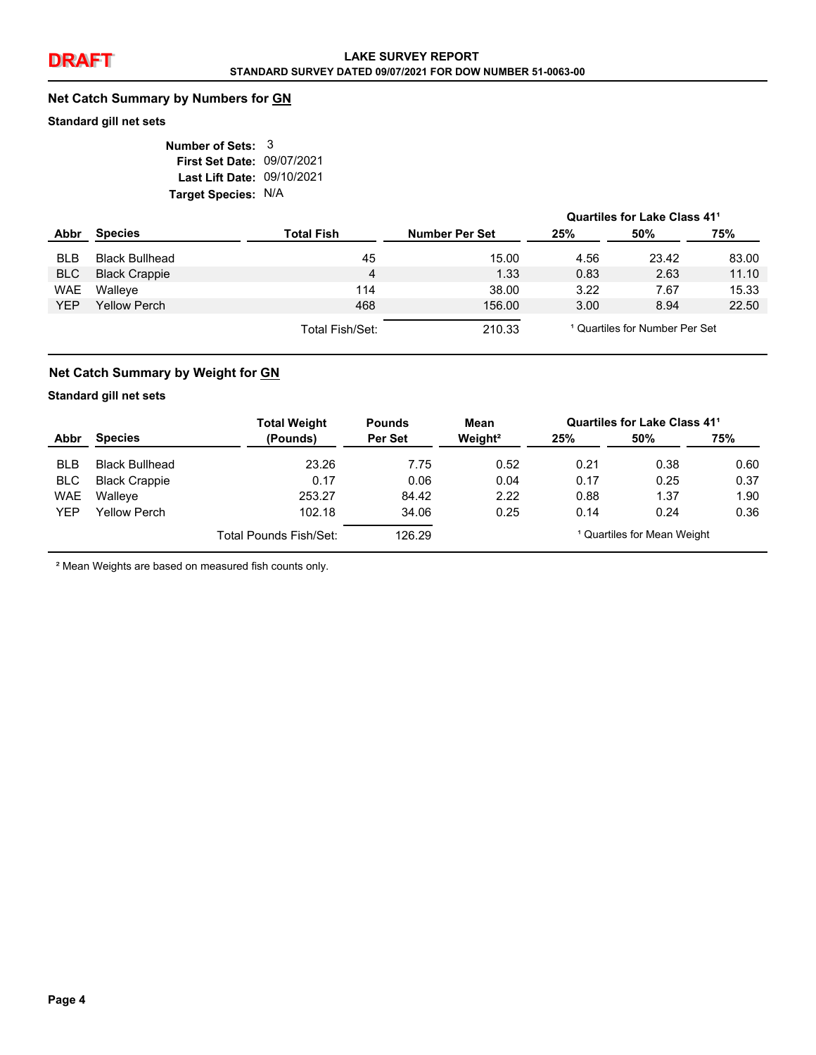**DRAFT**

**LAKE SURVEY REPORT**
**STANDARD SURVEY DATED 09/07/2021 FOR DOW NUMBER 51-0063-00**

## Net Catch Summary by Numbers for GN

**Standard gill net sets**

**Number of Sets:** 3
**First Set Date:** 09/07/2021
**Last Lift Date:** 09/10/2021
**Target Species:** N/A

| | | | | Quartiles for Lake Class 41[1] | | |
|---|---|---|---|---|---|---|
| **Abbr** | **Species** | **Total Fish** | **Number Per Set** | **25%** | **50%** | **75%** |
| BLB | Black Bullhead | 45 | 15.00 | 4.56 | 23.42 | 83.00 |
| BLC | Black Crappie | 4 | 1.33 | 0.83 | 2.63 | 11.10 |
| WAE | Walleye | 114 | 38.00 | 3.22 | 7.67 | 15.33 |
| YEP | Yellow Perch | 468 | 156.00 | 3.00 | 8.94 | 22.50 |
| | | Total Fish/Set: | 210.33 | | | |

[1] Quartiles for Number Per Set

## Net Catch Summary by Weight for GN

**Standard gill net sets**

| | | | | | Quartiles for Lake Class 41[1] | | |
|---|---|---|---|---|---|---|---|
| **Abbr** | **Species** | **Total Weight (Pounds)** | **Pounds Per Set** | **Mean Weight[2]** | **25%** | **50%** | **75%** |
| BLB | Black Bullhead | 23.26 | 7.75 | 0.52 | 0.21 | 0.38 | 0.60 |
| BLC | Black Crappie | 0.17 | 0.06 | 0.04 | 0.17 | 0.25 | 0.37 |
| WAE | Walleye | 253.27 | 84.42 | 2.22 | 0.88 | 1.37 | 1.90 |
| YEP | Yellow Perch | 102.18 | 34.06 | 0.25 | 0.14 | 0.24 | 0.36 |
| | | Total Pounds Fish/Set: | 126.29 | | | | |

[1] Quartiles for Mean Weight

[2] Mean Weights are based on measured fish counts only.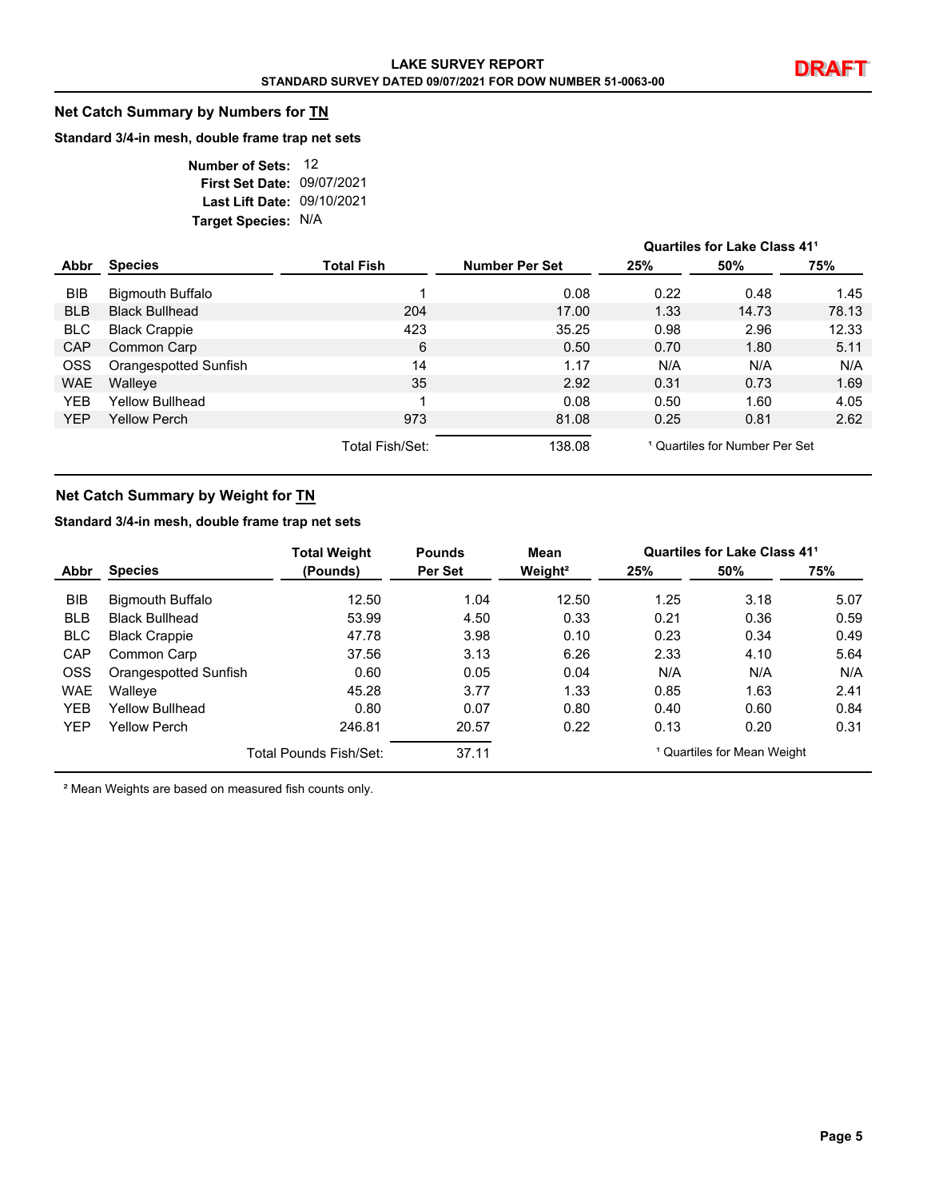## Net Catch Summary by Numbers for TN

**Standard 3/4-in mesh, double frame trap net sets**

**Number of Sets:** 12
**First Set Date:** 09/07/2021
**Last Lift Date:** 09/10/2021
**Target Species:** N/A

| | | | | Quartiles for Lake Class 41[1] | | |
|---|---|---|---|---|---|---|
| **Abbr** | **Species** | **Total Fish** | **Number Per Set** | **25%** | **50%** | **75%** |
| BIB | Bigmouth Buffalo | 1 | 0.08 | 0.22 | 0.48 | 1.45 |
| BLB | Black Bullhead | 204 | 17.00 | 1.33 | 14.73 | 78.13 |
| BLC | Black Crappie | 423 | 35.25 | 0.98 | 2.96 | 12.33 |
| CAP | Common Carp | 6 | 0.50 | 0.70 | 1.80 | 5.11 |
| OSS | Orangespotted Sunfish | 14 | 1.17 | N/A | N/A | N/A |
| WAE | Walleye | 35 | 2.92 | 0.31 | 0.73 | 1.69 |
| YEB | Yellow Bullhead | 1 | 0.08 | 0.50 | 1.60 | 4.05 |
| YEP | Yellow Perch | 973 | 81.08 | 0.25 | 0.81 | 2.62 |
| | | Total Fish/Set: | 138.08 | | | |

[1] Quartiles for Number Per Set

## Net Catch Summary by Weight for TN

**Standard 3/4-in mesh, double frame trap net sets**

| | | | | | Quartiles for Lake Class 41[1] | | |
|---|---|---|---|---|---|---|---|
| **Abbr** | **Species** | **Total Weight (Pounds)** | **Pounds Per Set** | **Mean Weight[2]** | **25%** | **50%** | **75%** |
| BIB | Bigmouth Buffalo | 12.50 | 1.04 | 12.50 | 1.25 | 3.18 | 5.07 |
| BLB | Black Bullhead | 53.99 | 4.50 | 0.33 | 0.21 | 0.36 | 0.59 |
| BLC | Black Crappie | 47.78 | 3.98 | 0.10 | 0.23 | 0.34 | 0.49 |
| CAP | Common Carp | 37.56 | 3.13 | 6.26 | 2.33 | 4.10 | 5.64 |
| OSS | Orangespotted Sunfish | 0.60 | 0.05 | 0.04 | N/A | N/A | N/A |
| WAE | Walleye | 45.28 | 3.77 | 1.33 | 0.85 | 1.63 | 2.41 |
| YEB | Yellow Bullhead | 0.80 | 0.07 | 0.80 | 0.40 | 0.60 | 0.84 |
| YEP | Yellow Perch | 246.81 | 20.57 | 0.22 | 0.13 | 0.20 | 0.31 |
| | | Total Pounds Fish/Set: | 37.11 | | | | |

[1] Quartiles for Mean Weight

[2] Mean Weights are based on measured fish counts only.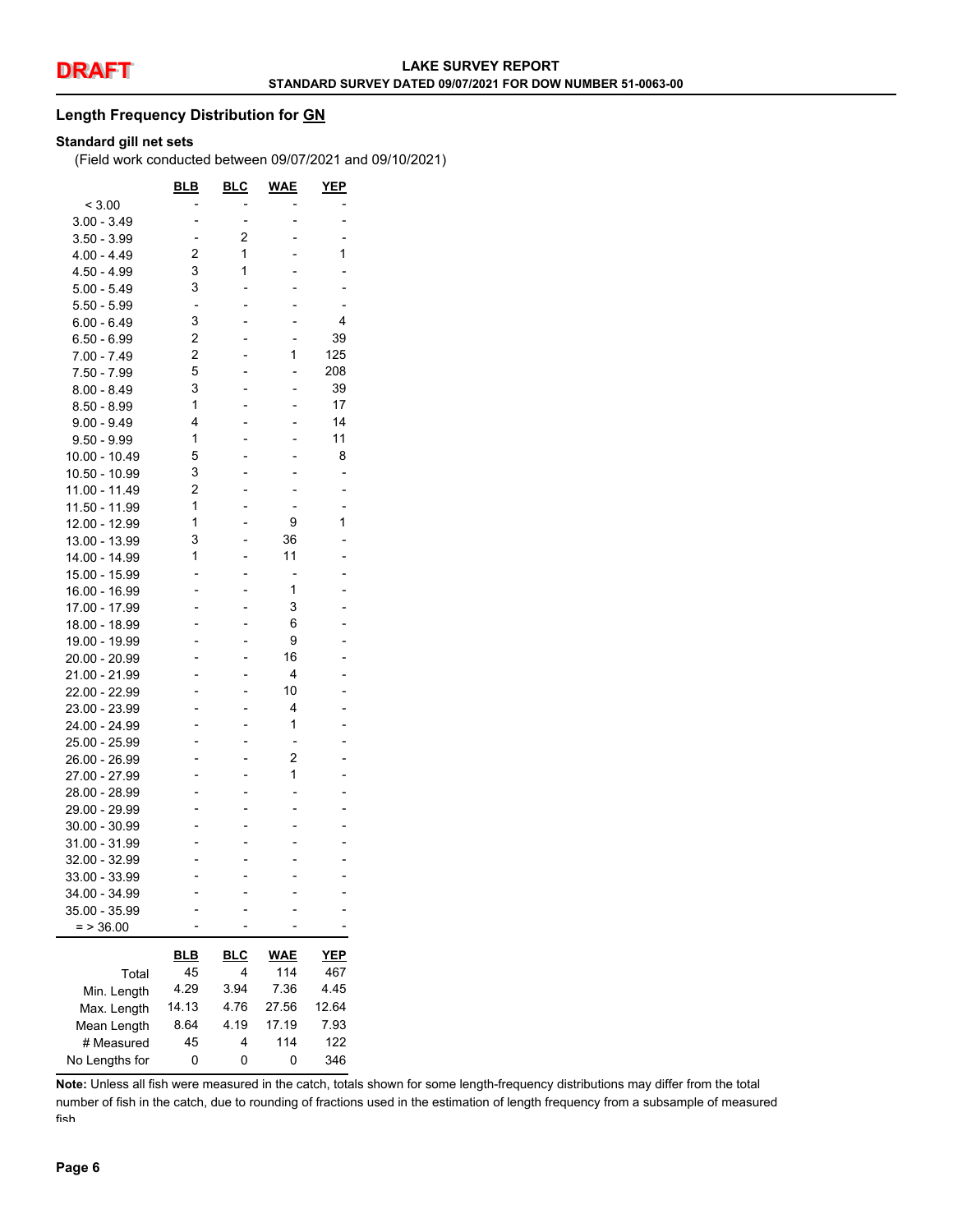## Length Frequency Distribution for GN

**Standard gill net sets**

(Field work conducted between 09/07/2021 and 09/10/2021)

| | BLB | BLC | WAE | YEP |
|---|---|---|---|---|
| < 3.00 | - | - | - | - |
| 3.00 - 3.49 | - | - | - | - |
| 3.50 - 3.99 | - | 2 | - | - |
| 4.00 - 4.49 | 2 | 1 | - | 1 |
| 4.50 - 4.99 | 3 | 1 | - | - |
| 5.00 - 5.49 | 3 | - | - | - |
| 5.50 - 5.99 | - | - | - | - |
| 6.00 - 6.49 | 3 | - | - | 4 |
| 6.50 - 6.99 | 2 | - | - | 39 |
| 7.00 - 7.49 | 2 | - | 1 | 125 |
| 7.50 - 7.99 | 5 | - | - | 208 |
| 8.00 - 8.49 | 3 | - | - | 39 |
| 8.50 - 8.99 | 1 | - | - | 17 |
| 9.00 - 9.49 | 4 | - | - | 14 |
| 9.50 - 9.99 | 1 | - | - | 11 |
| 10.00 - 10.49 | 5 | - | - | 8 |
| 10.50 - 10.99 | 3 | - | - | - |
| 11.00 - 11.49 | 2 | - | - | - |
| 11.50 - 11.99 | 1 | - | - | - |
| 12.00 - 12.99 | 1 | - | 9 | 1 |
| 13.00 - 13.99 | 3 | - | 36 | - |
| 14.00 - 14.99 | 1 | - | 11 | - |
| 15.00 - 15.99 | - | - | - | - |
| 16.00 - 16.99 | - | - | 1 | - |
| 17.00 - 17.99 | - | - | 3 | - |
| 18.00 - 18.99 | - | - | 6 | - |
| 19.00 - 19.99 | - | - | 9 | - |
| 20.00 - 20.99 | - | - | 16 | - |
| 21.00 - 21.99 | - | - | 4 | - |
| 22.00 - 22.99 | - | - | 10 | - |
| 23.00 - 23.99 | - | - | 4 | - |
| 24.00 - 24.99 | - | - | 1 | - |
| 25.00 - 25.99 | - | - | - | - |
| 26.00 - 26.99 | - | - | 2 | - |
| 27.00 - 27.99 | - | - | 1 | - |
| 28.00 - 28.99 | - | - | - | - |
| 29.00 - 29.99 | - | - | - | - |
| 30.00 - 30.99 | - | - | - | - |
| 31.00 - 31.99 | - | - | - | - |
| 32.00 - 32.99 | - | - | - | - |
| 33.00 - 33.99 | - | - | - | - |
| 34.00 - 34.99 | - | - | - | - |
| 35.00 - 35.99 | - | - | - | - |
| = > 36.00 | - | - | - | - |

| | BLB | BLC | WAE | YEP |
|---|---|---|---|---|
| Total | 45 | 4 | 114 | 467 |
| Min. Length | 4.29 | 3.94 | 7.36 | 4.45 |
| Max. Length | 14.13 | 4.76 | 27.56 | 12.64 |
| Mean Length | 8.64 | 4.19 | 17.19 | 7.93 |
| # Measured | 45 | 4 | 114 | 122 |
| No Lengths for | 0 | 0 | 0 | 346 |

**Note:** Unless all fish were measured in the catch, totals shown for some length-frequency distributions may differ from the total number of fish in the catch, due to rounding of fractions used in the estimation of length frequency from a subsample of measured fish.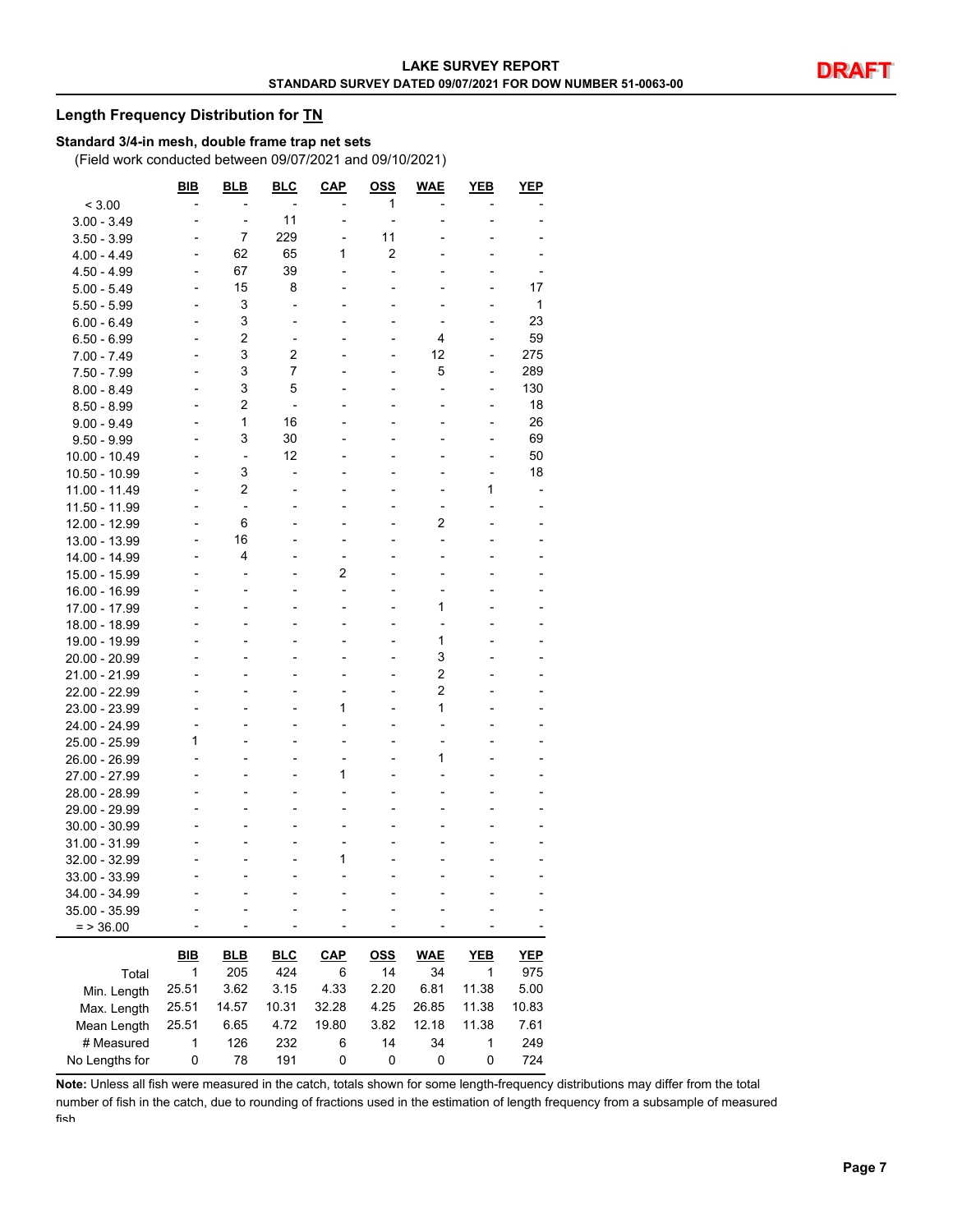## Length Frequency Distribution for TN

### Standard 3/4-in mesh, double frame trap net sets

(Field work conducted between 09/07/2021 and 09/10/2021)

| | BIB | BLB | BLC | CAP | OSS | WAE | YEB | YEP |
|---|---|---|---|---|---|---|---|---|
| < 3.00 | - | - | - | - | 1 | - | - | - |
| 3.00 - 3.49 | - | - | 11 | - | - | - | - | - |
| 3.50 - 3.99 | - | 7 | 229 | - | 11 | - | - | - |
| 4.00 - 4.49 | - | 62 | 65 | 1 | 2 | - | - | - |
| 4.50 - 4.99 | - | 67 | 39 | - | - | - | - | - |
| 5.00 - 5.49 | - | 15 | 8 | - | - | - | - | 17 |
| 5.50 - 5.99 | - | 3 | - | - | - | - | - | 1 |
| 6.00 - 6.49 | - | 3 | - | - | - | - | - | 23 |
| 6.50 - 6.99 | - | 2 | - | - | - | 4 | - | 59 |
| 7.00 - 7.49 | - | 3 | 2 | - | - | 12 | - | 275 |
| 7.50 - 7.99 | - | 3 | 7 | - | - | 5 | - | 289 |
| 8.00 - 8.49 | - | 3 | 5 | - | - | - | - | 130 |
| 8.50 - 8.99 | - | 2 | - | - | - | - | - | 18 |
| 9.00 - 9.49 | - | 1 | 16 | - | - | - | - | 26 |
| 9.50 - 9.99 | - | 3 | 30 | - | - | - | - | 69 |
| 10.00 - 10.49 | - | - | 12 | - | - | - | - | 50 |
| 10.50 - 10.99 | - | 3 | - | - | - | - | - | 18 |
| 11.00 - 11.49 | - | 2 | - | - | - | - | 1 | - |
| 11.50 - 11.99 | - | - | - | - | - | - | - | - |
| 12.00 - 12.99 | - | 6 | - | - | - | 2 | - | - |
| 13.00 - 13.99 | - | 16 | - | - | - | - | - | - |
| 14.00 - 14.99 | - | 4 | - | - | - | - | - | - |
| 15.00 - 15.99 | - | - | - | 2 | - | - | - | - |
| 16.00 - 16.99 | - | - | - | - | - | - | - | - |
| 17.00 - 17.99 | - | - | - | - | - | 1 | - | - |
| 18.00 - 18.99 | - | - | - | - | - | - | - | - |
| 19.00 - 19.99 | - | - | - | - | - | 1 | - | - |
| 20.00 - 20.99 | - | - | - | - | - | 3 | - | - |
| 21.00 - 21.99 | - | - | - | - | - | 2 | - | - |
| 22.00 - 22.99 | - | - | - | - | - | 2 | - | - |
| 23.00 - 23.99 | - | - | - | 1 | - | 1 | - | - |
| 24.00 - 24.99 | - | - | - | - | - | - | - | - |
| 25.00 - 25.99 | 1 | - | - | - | - | - | - | - |
| 26.00 - 26.99 | - | - | - | - | - | 1 | - | - |
| 27.00 - 27.99 | - | - | - | 1 | - | - | - | - |
| 28.00 - 28.99 | - | - | - | - | - | - | - | - |
| 29.00 - 29.99 | - | - | - | - | - | - | - | - |
| 30.00 - 30.99 | - | - | - | - | - | - | - | - |
| 31.00 - 31.99 | - | - | - | - | - | - | - | - |
| 32.00 - 32.99 | - | - | - | 1 | - | - | - | - |
| 33.00 - 33.99 | - | - | - | - | - | - | - | - |
| 34.00 - 34.99 | - | - | - | - | - | - | - | - |
| 35.00 - 35.99 | - | - | - | - | - | - | - | - |
| = > 36.00 | - | - | - | - | - | - | - | - |

| | BIB | BLB | BLC | CAP | OSS | WAE | YEB | YEP |
|---|---|---|---|---|---|---|---|---|
| Total | 1 | 205 | 424 | 6 | 14 | 34 | 1 | 975 |
| Min. Length | 25.51 | 3.62 | 3.15 | 4.33 | 2.20 | 6.81 | 11.38 | 5.00 |
| Max. Length | 25.51 | 14.57 | 10.31 | 32.28 | 4.25 | 26.85 | 11.38 | 10.83 |
| Mean Length | 25.51 | 6.65 | 4.72 | 19.80 | 3.82 | 12.18 | 11.38 | 7.61 |
| # Measured | 1 | 126 | 232 | 6 | 14 | 34 | 1 | 249 |
| No Lengths for | 0 | 78 | 191 | 0 | 0 | 0 | 0 | 724 |

**Note:** Unless all fish were measured in the catch, totals shown for some length-frequency distributions may differ from the total number of fish in the catch, due to rounding of fractions used in the estimation of length frequency from a subsample of measured fish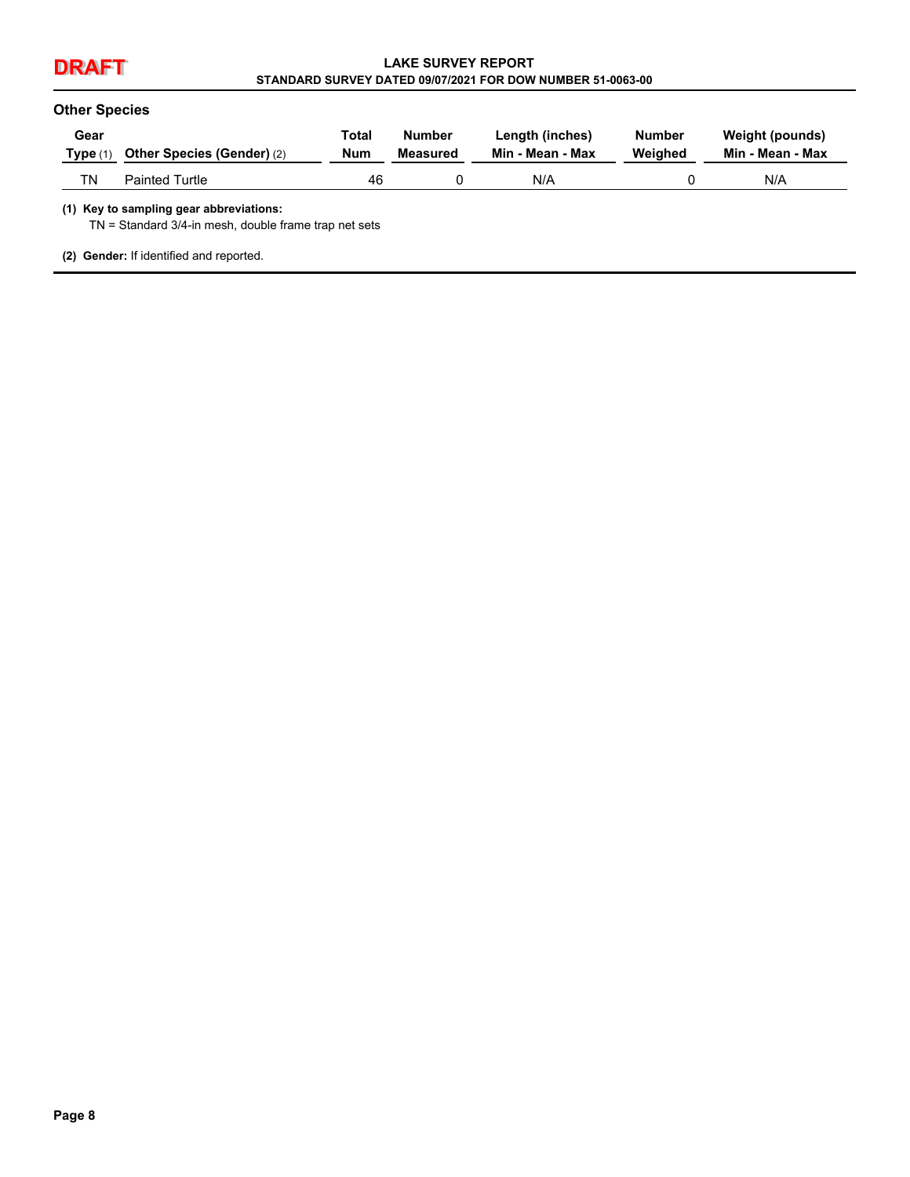DRAFT

## Other Species

| Gear Type (1) | Other Species (Gender) (2) | Total Num | Number Measured | Length (inches) Min - Mean - Max | Number Weighed | Weight (pounds) Min - Mean - Max |
|---|---|---|---|---|---|---|
| TN | Painted Turtle | 46 | 0 | N/A | 0 | N/A |

**(1) Key to sampling gear abbreviations:**
TN = Standard 3/4-in mesh, double frame trap net sets

**(2) Gender:** If identified and reported.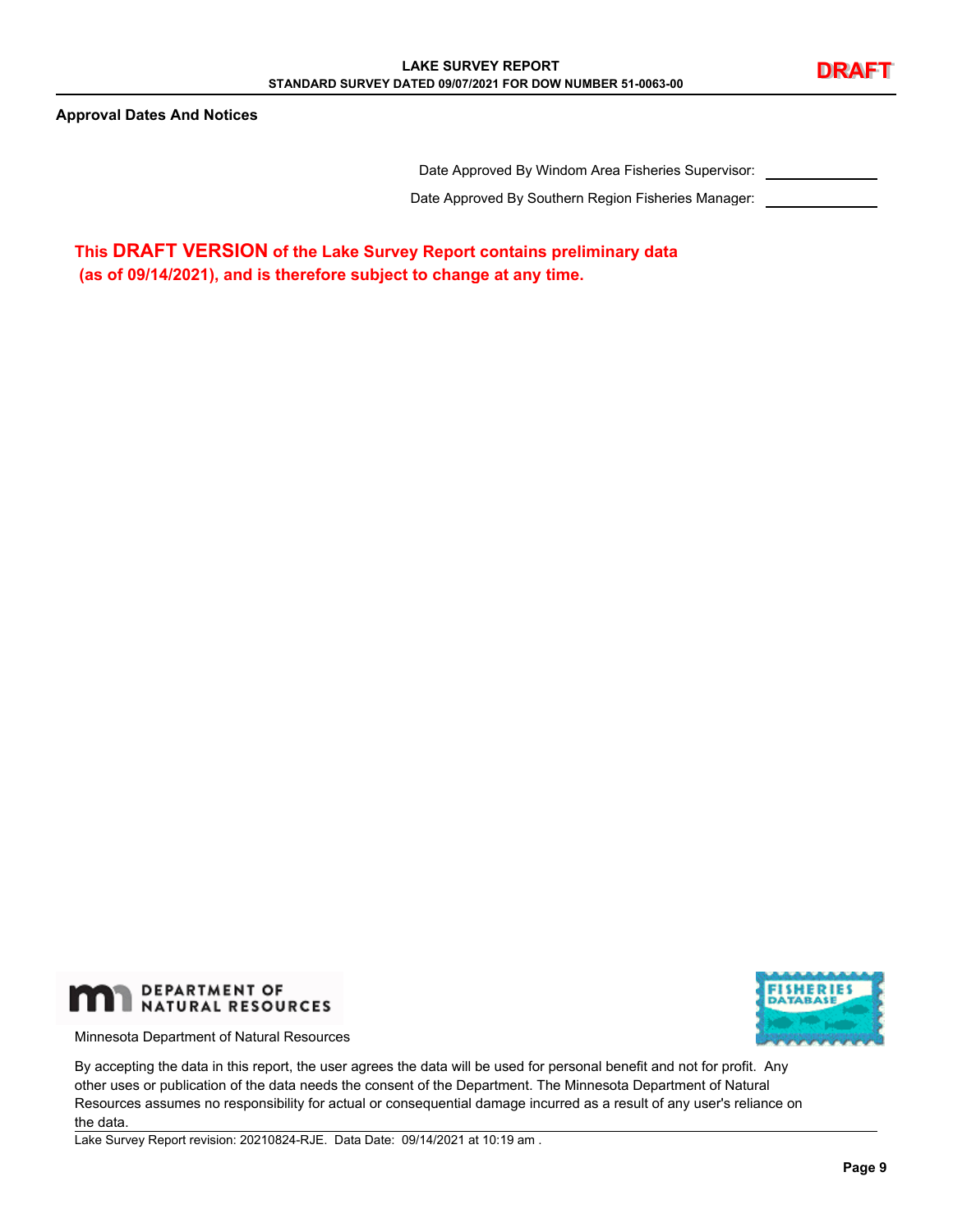## Approval Dates And Notices

Date Approved By Windom Area Fisheries Supervisor: ____________

Date Approved By Southern Region Fisheries Manager: ____________

**This DRAFT VERSION of the Lake Survey Report contains preliminary data (as of 09/14/2021), and is therefore subject to change at any time.**

Minnesota Department of Natural Resources

By accepting the data in this report, the user agrees the data will be used for personal benefit and not for profit. Any other uses or publication of the data needs the consent of the Department. The Minnesota Department of Natural Resources assumes no responsibility for actual or consequential damage incurred as a result of any user's reliance on the data.

Lake Survey Report revision: 20210824-RJE. Data Date: 09/14/2021 at 10:19 am .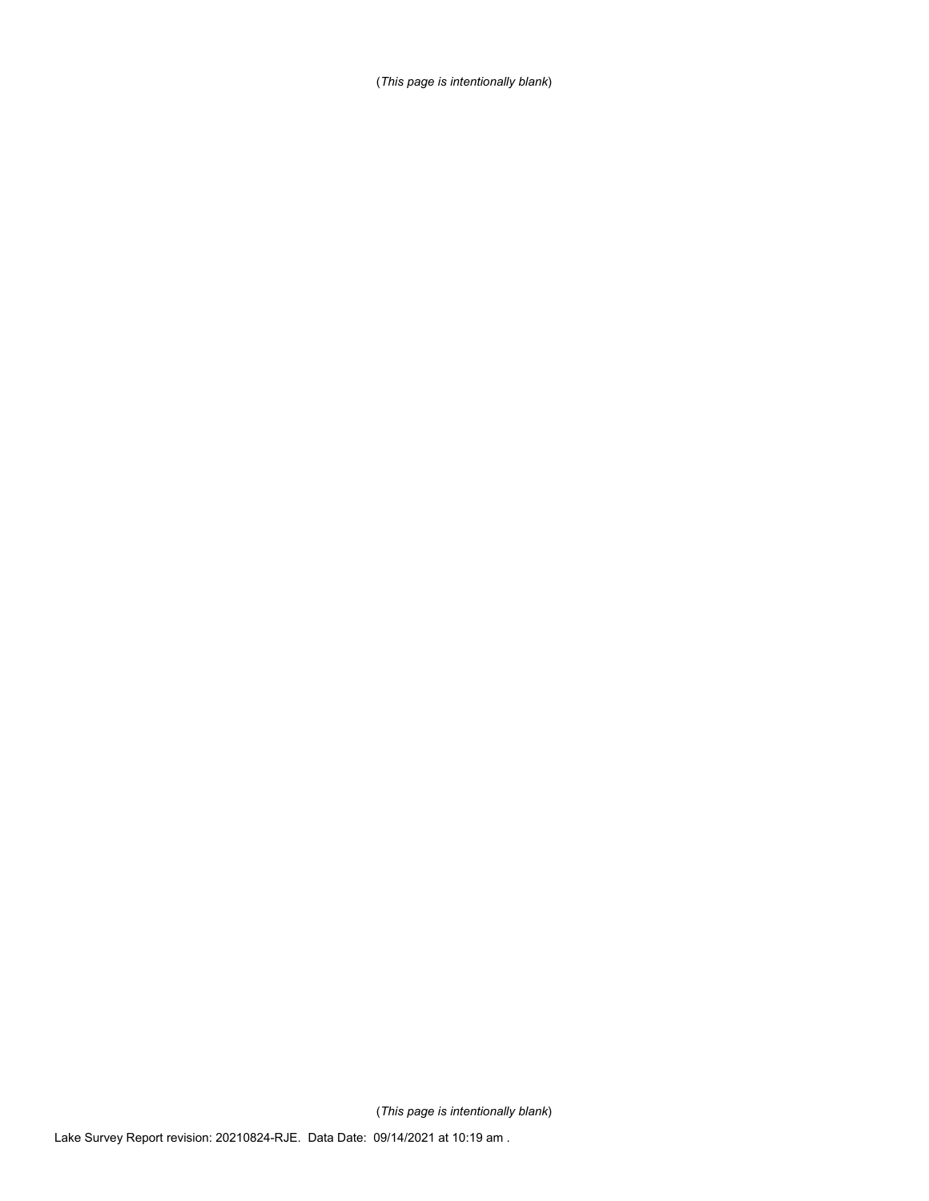(*This page is intentionally blank*)

(*This page is intentionally blank*)

Lake Survey Report revision: 20210824-RJE. Data Date: 09/14/2021 at 10:19 am .